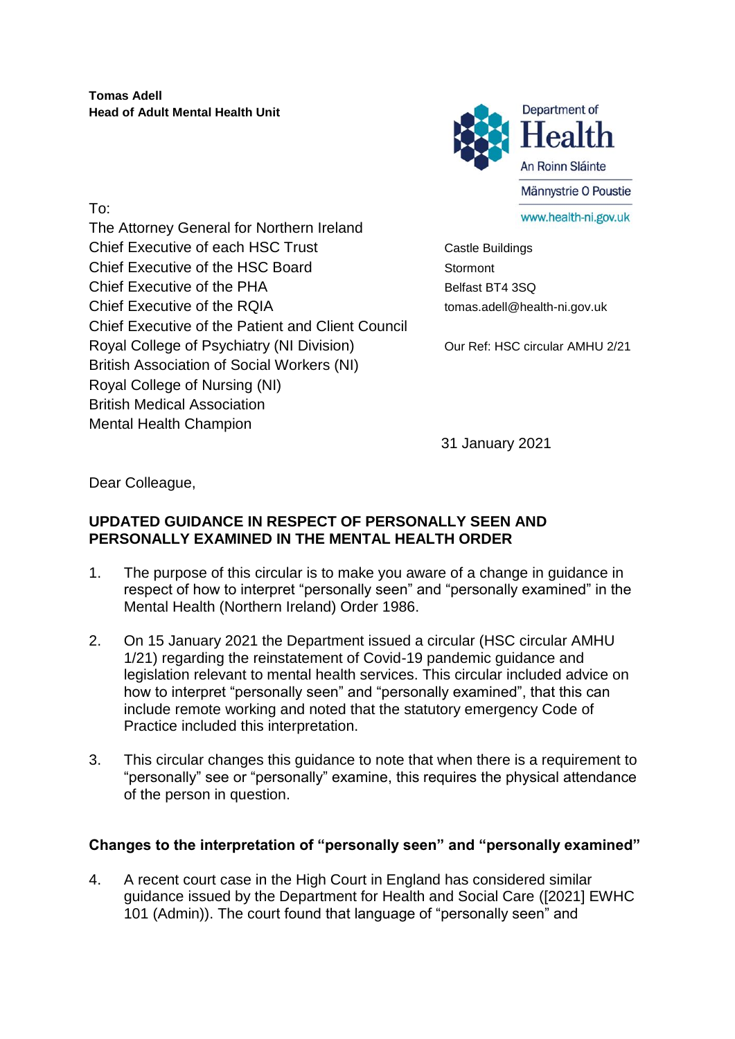**Tomas Adell**
**Head of Adult Mental Health Unit**

Department of Health
An Roinn Sláinte
Männystrie O Poustie
www.health-ni.gov.uk

To:
The Attorney General for Northern Ireland
Chief Executive of each HSC Trust
Chief Executive of the HSC Board
Chief Executive of the PHA
Chief Executive of the RQIA
Chief Executive of the Patient and Client Council
Royal College of Psychiatry (NI Division)
British Association of Social Workers (NI)
Royal College of Nursing (NI)
British Medical Association
Mental Health Champion

Castle Buildings
Stormont
Belfast BT4 3SQ
tomas.adell@health-ni.gov.uk

Our Ref: HSC circular AMHU 2/21

31 January 2021

Dear Colleague,

**UPDATED GUIDANCE IN RESPECT OF PERSONALLY SEEN AND PERSONALLY EXAMINED IN THE MENTAL HEALTH ORDER**

1. The purpose of this circular is to make you aware of a change in guidance in respect of how to interpret "personally seen" and "personally examined" in the Mental Health (Northern Ireland) Order 1986.

2. On 15 January 2021 the Department issued a circular (HSC circular AMHU 1/21) regarding the reinstatement of Covid-19 pandemic guidance and legislation relevant to mental health services. This circular included advice on how to interpret "personally seen" and "personally examined", that this can include remote working and noted that the statutory emergency Code of Practice included this interpretation.

3. This circular changes this guidance to note that when there is a requirement to "personally" see or "personally" examine, this requires the physical attendance of the person in question.

**Changes to the interpretation of "personally seen" and "personally examined"**

4. A recent court case in the High Court in England has considered similar guidance issued by the Department for Health and Social Care ([2021] EWHC 101 (Admin)). The court found that language of "personally seen" and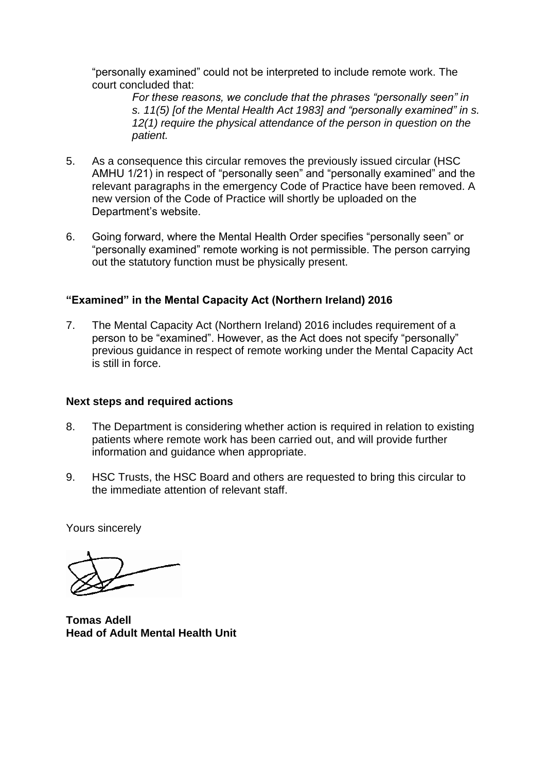"personally examined" could not be interpreted to include remote work. The court concluded that:

> *For these reasons, we conclude that the phrases "personally seen" in s. 11(5) [of the Mental Health Act 1983] and "personally examined" in s. 12(1) require the physical attendance of the person in question on the patient.*

5. As a consequence this circular removes the previously issued circular (HSC AMHU 1/21) in respect of "personally seen" and "personally examined" and the relevant paragraphs in the emergency Code of Practice have been removed. A new version of the Code of Practice will shortly be uploaded on the Department's website.

6. Going forward, where the Mental Health Order specifies "personally seen" or "personally examined" remote working is not permissible. The person carrying out the statutory function must be physically present.

### "Examined" in the Mental Capacity Act (Northern Ireland) 2016

7. The Mental Capacity Act (Northern Ireland) 2016 includes requirement of a person to be "examined". However, as the Act does not specify "personally" previous guidance in respect of remote working under the Mental Capacity Act is still in force.

### Next steps and required actions

8. The Department is considering whether action is required in relation to existing patients where remote work has been carried out, and will provide further information and guidance when appropriate.

9. HSC Trusts, the HSC Board and others are requested to bring this circular to the immediate attention of relevant staff.

Yours sincerely

**Tomas Adell**
**Head of Adult Mental Health Unit**